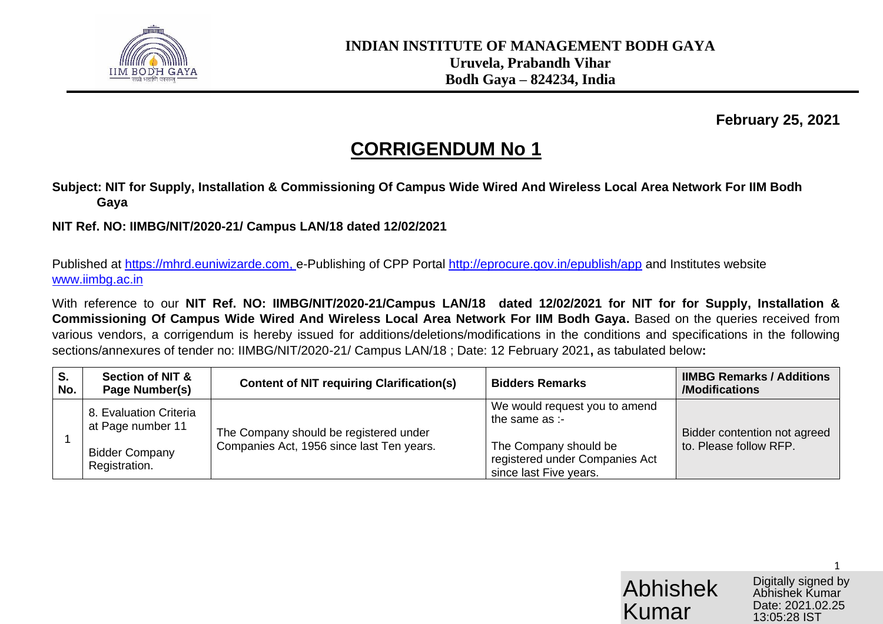**INDIAN INSTITUTE OF MANAGEMENT BODH GAYA**
**Uruvela, Prabandh Vihar**
**Bodh Gaya – 824234, India**

**February 25, 2021**

# CORRIGENDUM No 1

**Subject: NIT for Supply, Installation & Commissioning Of Campus Wide Wired And Wireless Local Area Network For IIM Bodh Gaya**

**NIT Ref. NO: IIMBG/NIT/2020-21/ Campus LAN/18 dated 12/02/2021**

Published at https://mhrd.euniwizarde.com, e-Publishing of CPP Portal http://eprocure.gov.in/epublish/app and Institutes website www.iimbg.ac.in

With reference to our **NIT Ref. NO: IIMBG/NIT/2020-21/Campus LAN/18 dated 12/02/2021 for NIT for for Supply, Installation & Commissioning Of Campus Wide Wired And Wireless Local Area Network For IIM Bodh Gaya.** Based on the queries received from various vendors, a corrigendum is hereby issued for additions/deletions/modifications in the conditions and specifications in the following sections/annexures of tender no: IIMBG/NIT/2020-21/ Campus LAN/18 ; Date: 12 February 2021**,** as tabulated below**:**

| S. No. | Section of NIT & Page Number(s) | Content of NIT requiring Clarification(s) | Bidders Remarks | IIMBG Remarks / Additions /Modifications |
|---|---|---|---|---|
| 1 | 8. Evaluation Criteria at Page number 11<br><br>Bidder Company Registration. | The Company should be registered under Companies Act, 1956 since last Ten years. | We would request you to amend the same as :-<br><br>The Company should be registered under Companies Act since last Five years. | Bidder contention not agreed to. Please follow RFP. |

Abhishek Kumar — Digitally signed by Abhishek Kumar Date: 2021.02.25 13:05:28 IST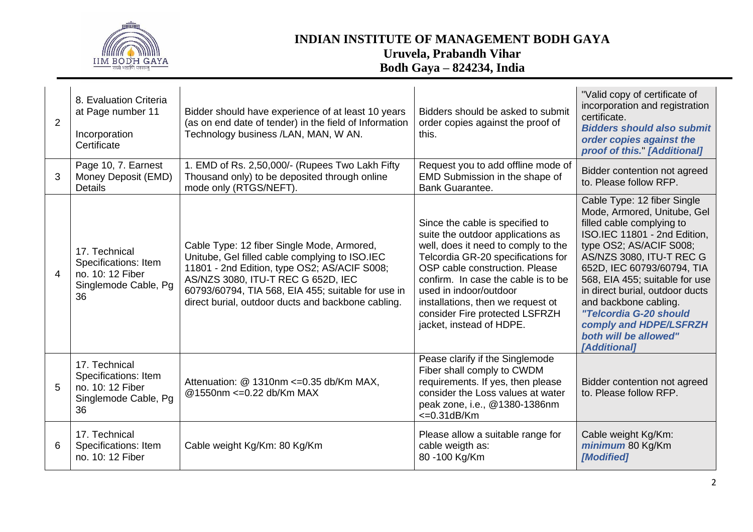# INDIAN INSTITUTE OF MANAGEMENT BODH GAYA

**Uruvela, Prabandh Vihar**

**Bodh Gaya – 824234, India**

| | | | | |
|---|---|---|---|---|
| 2 | 8. Evaluation Criteria at Page number 11<br><br>Incorporation Certificate | Bidder should have experience of at least 10 years (as on end date of tender) in the field of Information Technology business /LAN, MAN, W AN. | Bidders should be asked to submit order copies against the proof of this. | "Valid copy of certificate of incorporation and registration certificate. ***Bidders should also submit order copies against the proof of this.*** " ***[Additional]*** |
| 3 | Page 10, 7. Earnest Money Deposit (EMD) Details | 1. EMD of Rs. 2,50,000/- (Rupees Two Lakh Fifty Thousand only) to be deposited through online mode only (RTGS/NEFT). | Request you to add offline mode of EMD Submission in the shape of Bank Guarantee. | Bidder contention not agreed to. Please follow RFP. |
| 4 | 17. Technical Specifications: Item no. 10: 12 Fiber Singlemode Cable, Pg 36 | Cable Type: 12 fiber Single Mode, Armored, Unitube, Gel filled cable complying to ISO.IEC 11801 - 2nd Edition, type OS2; AS/ACIF S008; AS/NZS 3080, ITU-T REC G 652D, IEC 60793/60794, TIA 568, EIA 455; suitable for use in direct burial, outdoor ducts and backbone cabling. | Since the cable is specified to suite the outdoor applications as well, does it need to comply to the Telcordia GR-20 specifications for OSP cable construction. Please confirm. In case the cable is to be used in indoor/outdoor installations, then we request ot consider Fire protected LSFRZH jacket, instead of HDPE. | Cable Type: 12 fiber Single Mode, Armored, Unitube, Gel filled cable complying to ISO.IEC 11801 - 2nd Edition, type OS2; AS/ACIF S008; AS/NZS 3080, ITU-T REC G 652D, IEC 60793/60794, TIA 568, EIA 455; suitable for use in direct burial, outdoor ducts and backbone cabling. ***"Telcordia G-20 should comply and HDPE/LSFRZH both will be allowed"*** ***[Additional]*** |
| 5 | 17. Technical Specifications: Item no. 10: 12 Fiber Singlemode Cable, Pg 36 | Attenuation: @ 1310nm <=0.35 db/Km MAX, @1550nm <=0.22 db/Km MAX | Pease clarify if the Singlemode Fiber shall comply to CWDM requirements. If yes, then please consider the Loss values at water peak zone, i.e., @1380-1386nm <=0.31dB/Km | Bidder contention not agreed to. Please follow RFP. |
| 6 | 17. Technical Specifications: Item no. 10: 12 Fiber | Cable weight Kg/Km: 80 Kg/Km | Please allow a suitable range for cable weigth as:<br>80 -100 Kg/Km | Cable weight Kg/Km: ***minimum*** 80 Kg/Km ***[Modified]*** |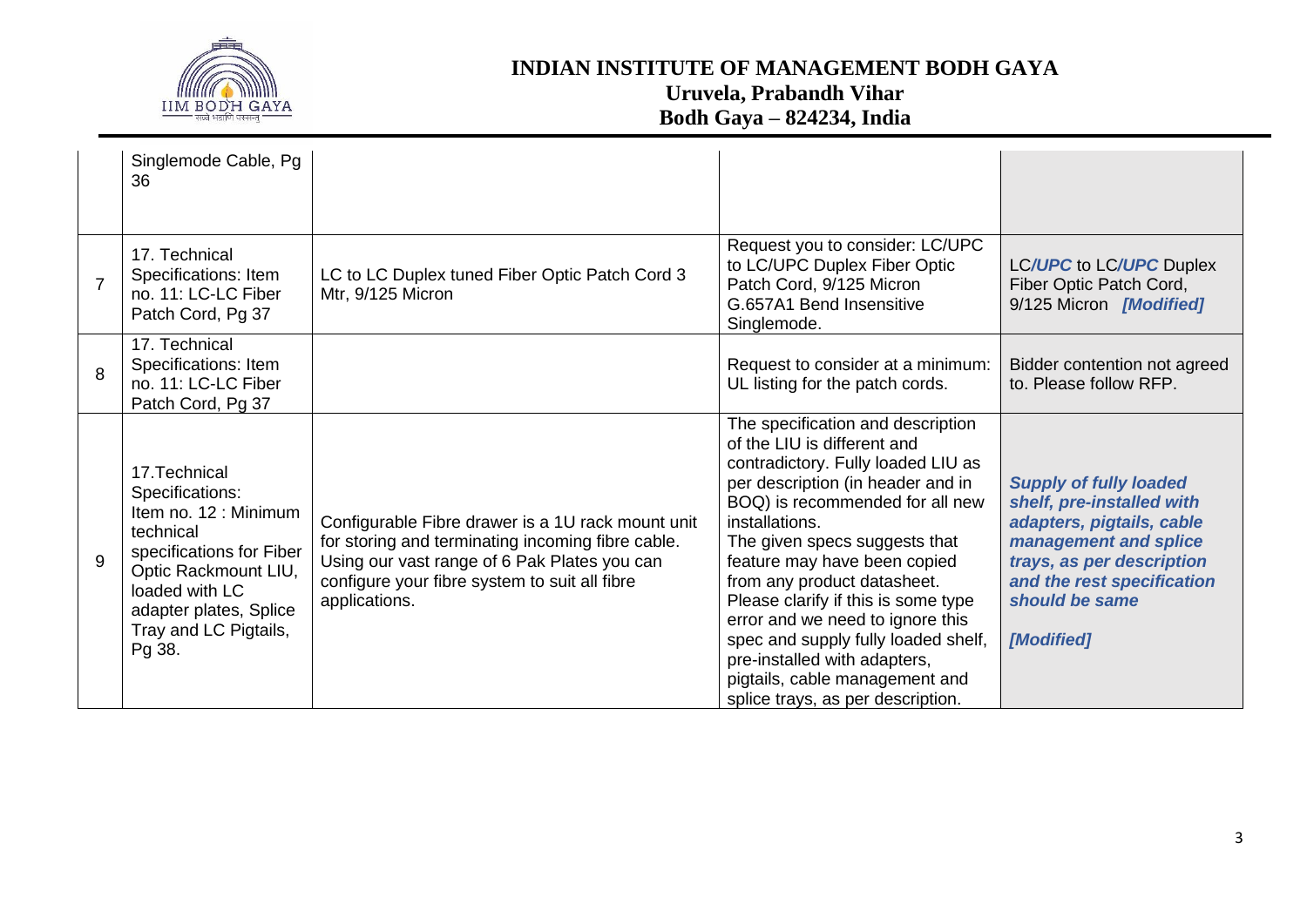| | Singlemode Cable, Pg 36 | | | |
|---|---|---|---|---|
| 7 | 17. Technical Specifications: Item no. 11: LC-LC Fiber Patch Cord, Pg 37 | LC to LC Duplex tuned Fiber Optic Patch Cord 3 Mtr, 9/125 Micron | Request you to consider: LC/UPC to LC/UPC Duplex Fiber Optic Patch Cord, 9/125 Micron G.657A1 Bend Insensitive Singlemode. | LC*/UPC* to LC*/UPC* Duplex Fiber Optic Patch Cord, 9/125 Micron ***[Modified]*** |
| 8 | 17. Technical Specifications: Item no. 11: LC-LC Fiber Patch Cord, Pg 37 | | Request to consider at a minimum: UL listing for the patch cords. | Bidder contention not agreed to. Please follow RFP. |
| 9 | 17.Technical Specifications: Item no. 12 : Minimum technical specifications for Fiber Optic Rackmount LIU, loaded with LC adapter plates, Splice Tray and LC Pigtails, Pg 38. | Configurable Fibre drawer is a 1U rack mount unit for storing and terminating incoming fibre cable. Using our vast range of 6 Pak Plates you can configure your fibre system to suit all fibre applications. | The specification and description of the LIU is different and contradictory. Fully loaded LIU as per description (in header and in BOQ) is recommended for all new installations. The given specs suggests that feature may have been copied from any product datasheet. Please clarify if this is some type error and we need to ignore this spec and supply fully loaded shelf, pre-installed with adapters, pigtails, cable management and splice trays, as per description. | ***Supply of fully loaded shelf, pre-installed with adapters, pigtails, cable management and splice trays, as per description and the rest specification should be same*** ***[Modified]*** |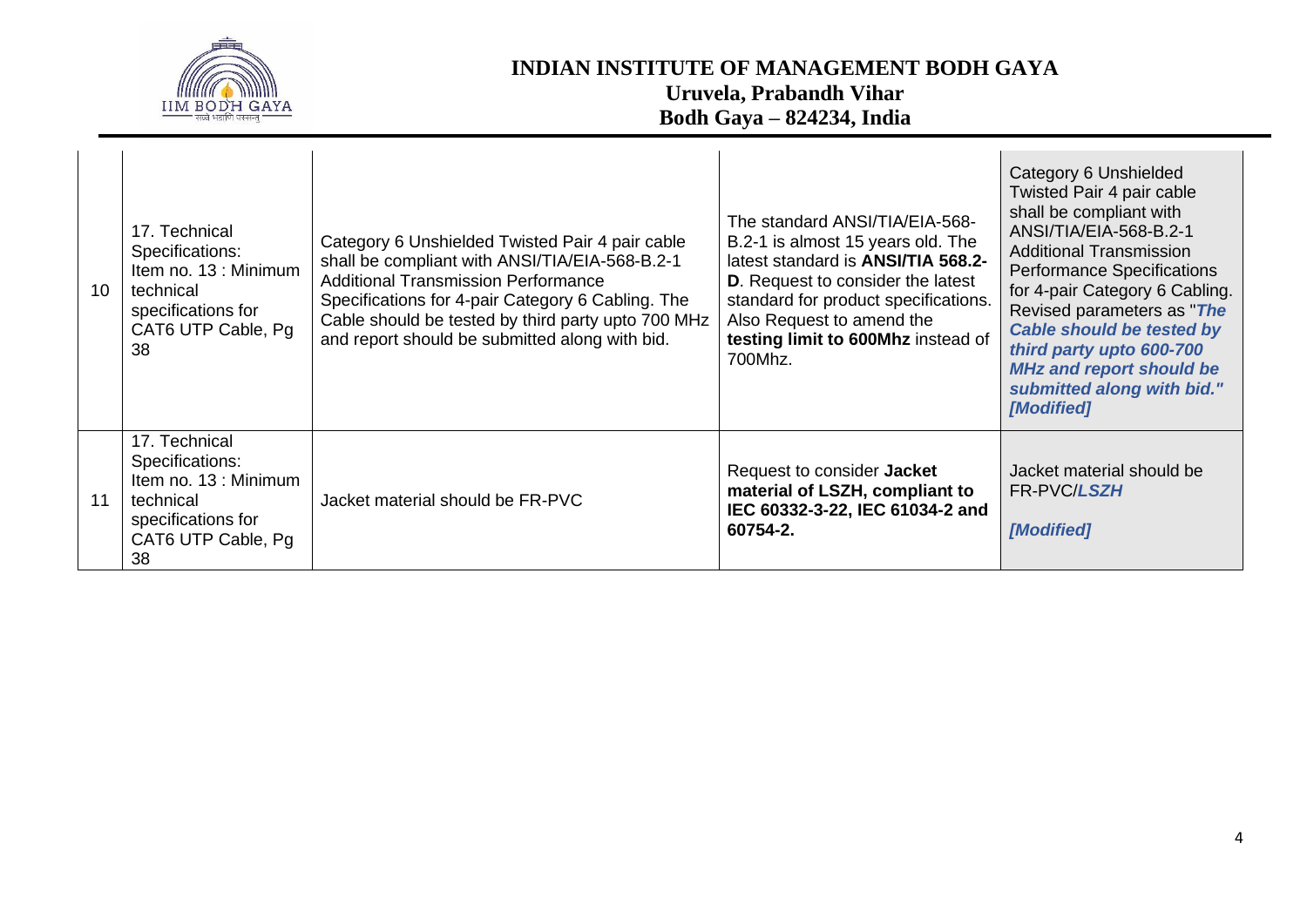| 10 | 17. Technical Specifications: Item no. 13 : Minimum technical specifications for CAT6 UTP Cable, Pg 38 | Category 6 Unshielded Twisted Pair 4 pair cable shall be compliant with ANSI/TIA/EIA-568-B.2-1 Additional Transmission Performance Specifications for 4-pair Category 6 Cabling. The Cable should be tested by third party upto 700 MHz and report should be submitted along with bid. | The standard ANSI/TIA/EIA-568-B.2-1 is almost 15 years old. The latest standard is **ANSI/TIA 568.2-D**. Request to consider the latest standard for product specifications. Also Request to amend the **testing limit to 600Mhz** instead of 700Mhz. | Category 6 Unshielded Twisted Pair 4 pair cable shall be compliant with ANSI/TIA/EIA-568-B.2-1 Additional Transmission Performance Specifications for 4-pair Category 6 Cabling. Revised parameters as "***The Cable should be tested by third party upto 600-700 MHz and report should be submitted along with bid."*** ***[Modified]*** |
|---|---|---|---|---|
| 11 | 17. Technical Specifications: Item no. 13 : Minimum technical specifications for CAT6 UTP Cable, Pg 38 | Jacket material should be FR-PVC | Request to consider **Jacket material of LSZH, compliant to IEC 60332-3-22, IEC 61034-2 and 60754-2.** | Jacket material should be FR-PVC/***LSZH*** ***[Modified]*** |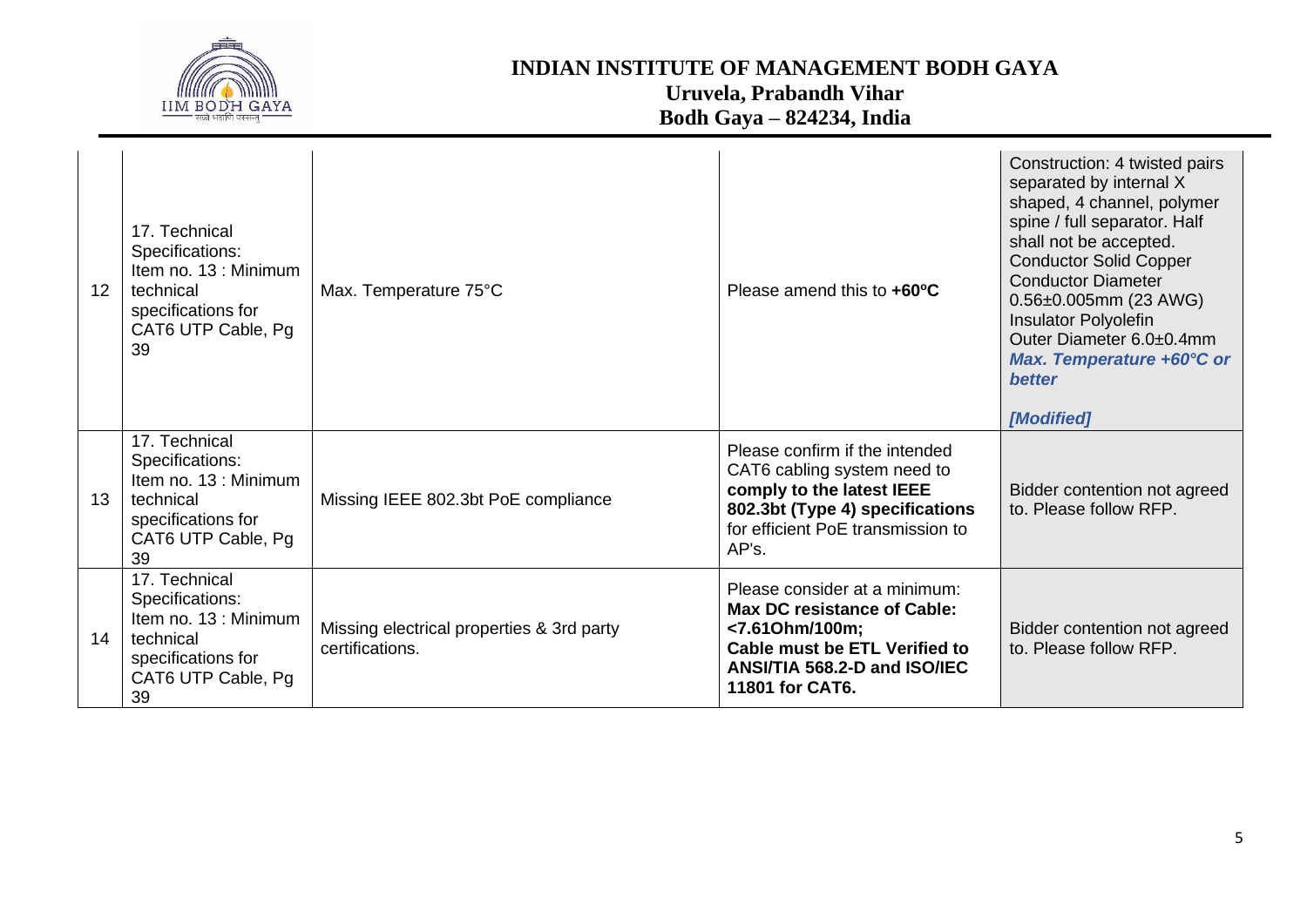| 12 | 17. Technical Specifications: Item no. 13 : Minimum technical specifications for CAT6 UTP Cable, Pg 39 | Max. Temperature 75°C | Please amend this to **+60ºC** | Construction: 4 twisted pairs separated by internal X shaped, 4 channel, polymer spine / full separator. Half shall not be accepted. Conductor Solid Copper Conductor Diameter 0.56±0.005mm (23 AWG) Insulator Polyolefin Outer Diameter 6.0±0.4mm ***Max. Temperature +60°C or better*** ***[Modified]*** |
|---|---|---|---|---|
| 13 | 17. Technical Specifications: Item no. 13 : Minimum technical specifications for CAT6 UTP Cable, Pg 39 | Missing IEEE 802.3bt PoE compliance | Please confirm if the intended CAT6 cabling system need to **comply to the latest IEEE 802.3bt (Type 4) specifications** for efficient PoE transmission to AP's. | Bidder contention not agreed to. Please follow RFP. |
| 14 | 17. Technical Specifications: Item no. 13 : Minimum technical specifications for CAT6 UTP Cable, Pg 39 | Missing electrical properties & 3rd party certifications. | Please consider at a minimum: **Max DC resistance of Cable: <7.61Ohm/100m; Cable must be ETL Verified to ANSI/TIA 568.2-D and ISO/IEC 11801 for CAT6.** | Bidder contention not agreed to. Please follow RFP. |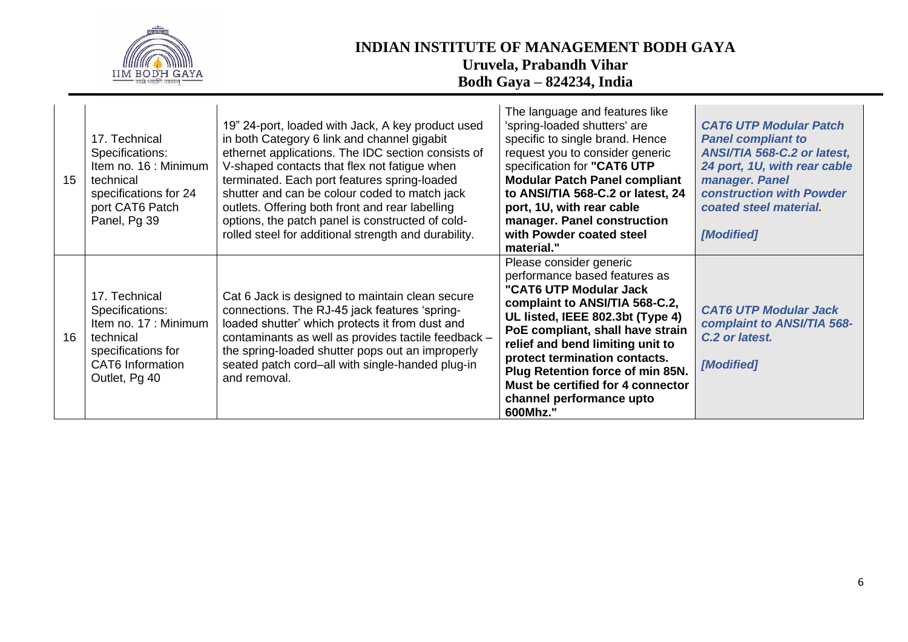# INDIAN INSTITUTE OF MANAGEMENT BODH GAYA
## Uruvela, Prabandh Vihar
## Bodh Gaya – 824234, India

| | | | | |
|---|---|---|---|---|
| 15 | 17. Technical Specifications: Item no. 16 : Minimum technical specifications for 24 port CAT6 Patch Panel, Pg 39 | 19" 24-port, loaded with Jack, A key product used in both Category 6 link and channel gigabit ethernet applications. The IDC section consists of V-shaped contacts that flex not fatigue when terminated. Each port features spring-loaded shutter and can be colour coded to match jack outlets. Offering both front and rear labelling options, the patch panel is constructed of cold-rolled steel for additional strength and durability. | The language and features like 'spring-loaded shutters' are specific to single brand. Hence request you to consider generic specification for **"CAT6 UTP Modular Patch Panel compliant to ANSI/TIA 568-C.2 or latest, 24 port, 1U, with rear cable manager. Panel construction with Powder coated steel material."** | ***CAT6 UTP Modular Patch Panel compliant to ANSI/TIA 568-C.2 or latest, 24 port, 1U, with rear cable manager. Panel construction with Powder coated steel material.*** *[Modified]* |
| 16 | 17. Technical Specifications: Item no. 17 : Minimum technical specifications for CAT6 Information Outlet, Pg 40 | Cat 6 Jack is designed to maintain clean secure connections. The RJ-45 jack features 'spring-loaded shutter' which protects it from dust and contaminants as well as provides tactile feedback – the spring-loaded shutter pops out an improperly seated patch cord–all with single-handed plug-in and removal. | Please consider generic performance based features as **"CAT6 UTP Modular Jack complaint to ANSI/TIA 568-C.2, UL listed, IEEE 802.3bt (Type 4) PoE compliant, shall have strain relief and bend limiting unit to protect termination contacts. Plug Retention force of min 85N. Must be certified for 4 connector channel performance upto 600Mhz."** | ***CAT6 UTP Modular Jack complaint to ANSI/TIA 568-C.2 or latest.*** *[Modified]* |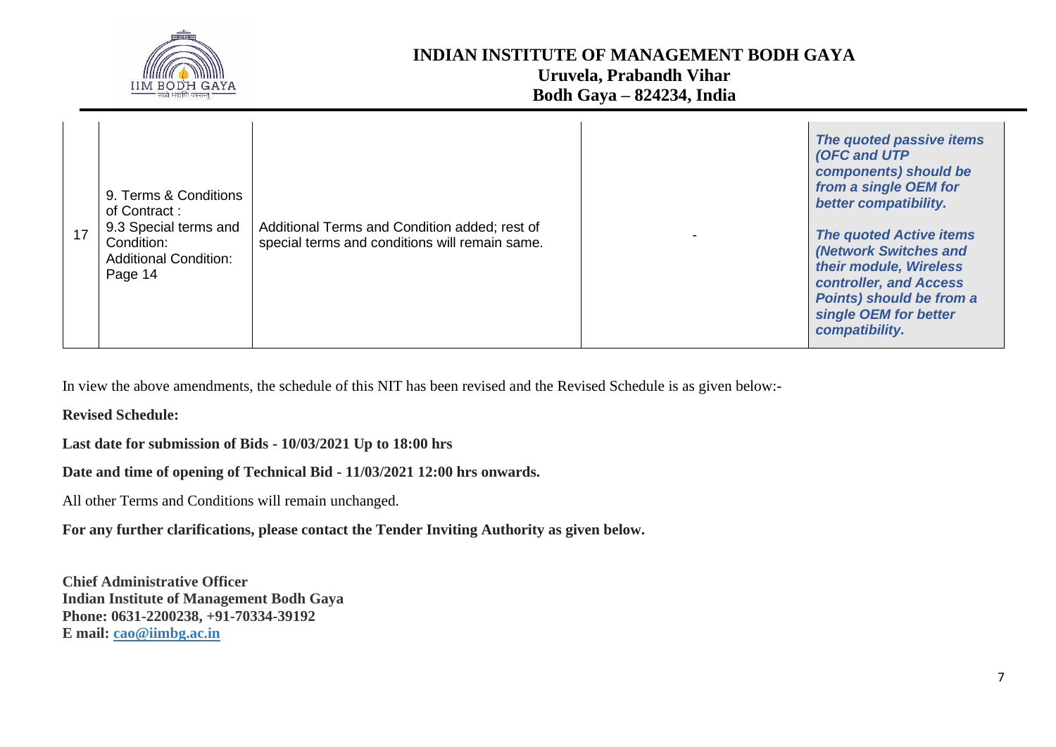| | | | | |
|---|---|---|---|---|
| 17 | 9. Terms & Conditions of Contract :<br>9.3 Special terms and Condition:<br>Additional Condition:<br>Page 14 | Additional Terms and Condition added; rest of special terms and conditions will remain same. | - | ***The quoted passive items (OFC and UTP components) should be from a single OEM for better compatibility.***<br><br>***The quoted Active items (Network Switches and their module, Wireless controller, and Access Points) should be from a single OEM for better compatibility.*** |

In view the above amendments, the schedule of this NIT has been revised and the Revised Schedule is as given below:-

**Revised Schedule:**

**Last date for submission of Bids - 10/03/2021 Up to 18:00 hrs**

**Date and time of opening of Technical Bid - 11/03/2021 12:00 hrs onwards.**

All other Terms and Conditions will remain unchanged.

**For any further clarifications, please contact the Tender Inviting Authority as given below.**

**Chief Administrative Officer**
**Indian Institute of Management Bodh Gaya**
**Phone: 0631-2200238, +91-70334-39192**
**E mail: cao@iimbg.ac.in**